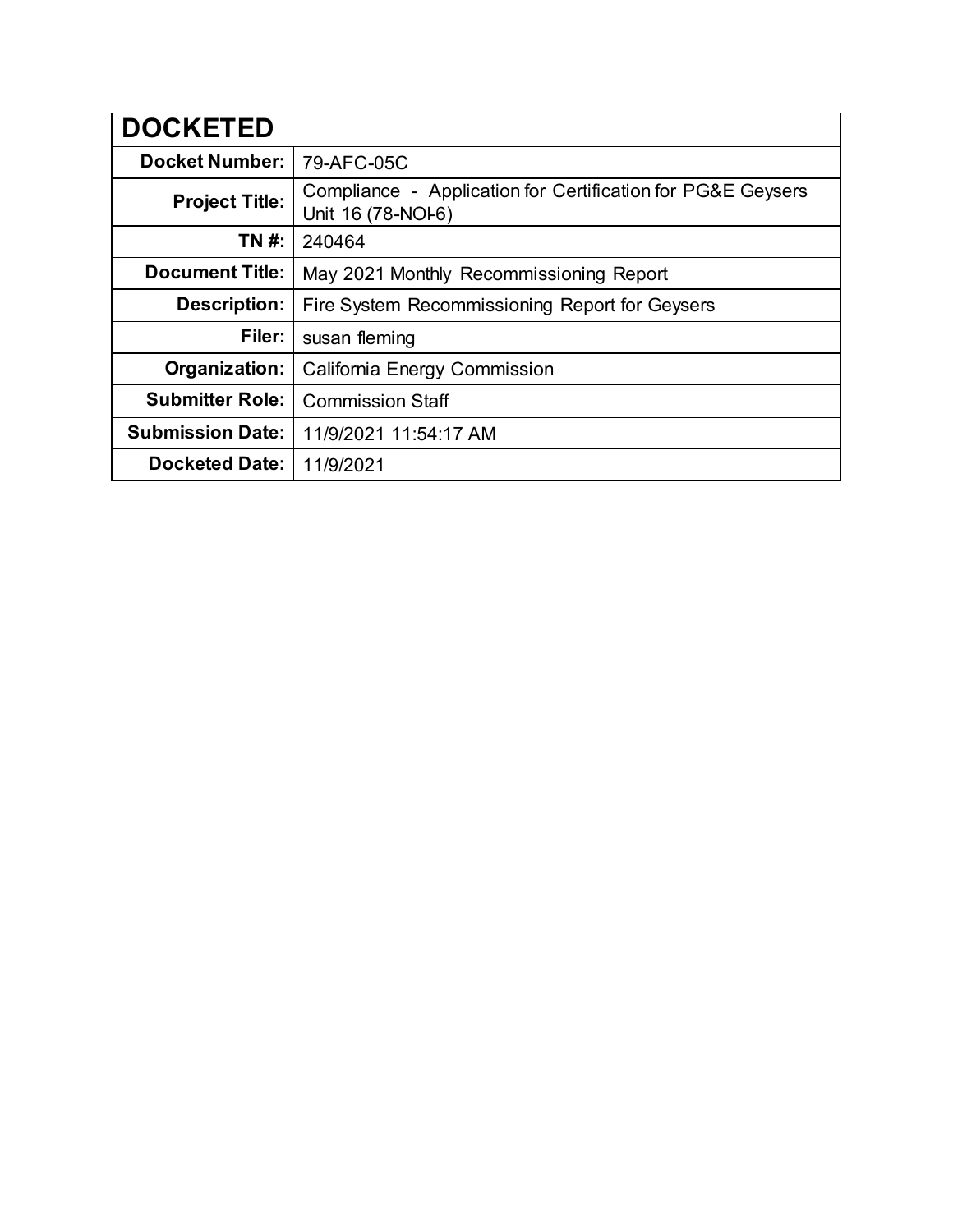| DOCKETED | |
|---|---|
| **Docket Number:** | 79-AFC-05C |
| **Project Title:** | Compliance - Application for Certification for PG&E Geysers Unit 16 (78-NOI-6) |
| **TN #:** | 240464 |
| **Document Title:** | May 2021 Monthly Recommissioning Report |
| **Description:** | Fire System Recommissioning Report for Geysers |
| **Filer:** | susan fleming |
| **Organization:** | California Energy Commission |
| **Submitter Role:** | Commission Staff |
| **Submission Date:** | 11/9/2021 11:54:17 AM |
| **Docketed Date:** | 11/9/2021 |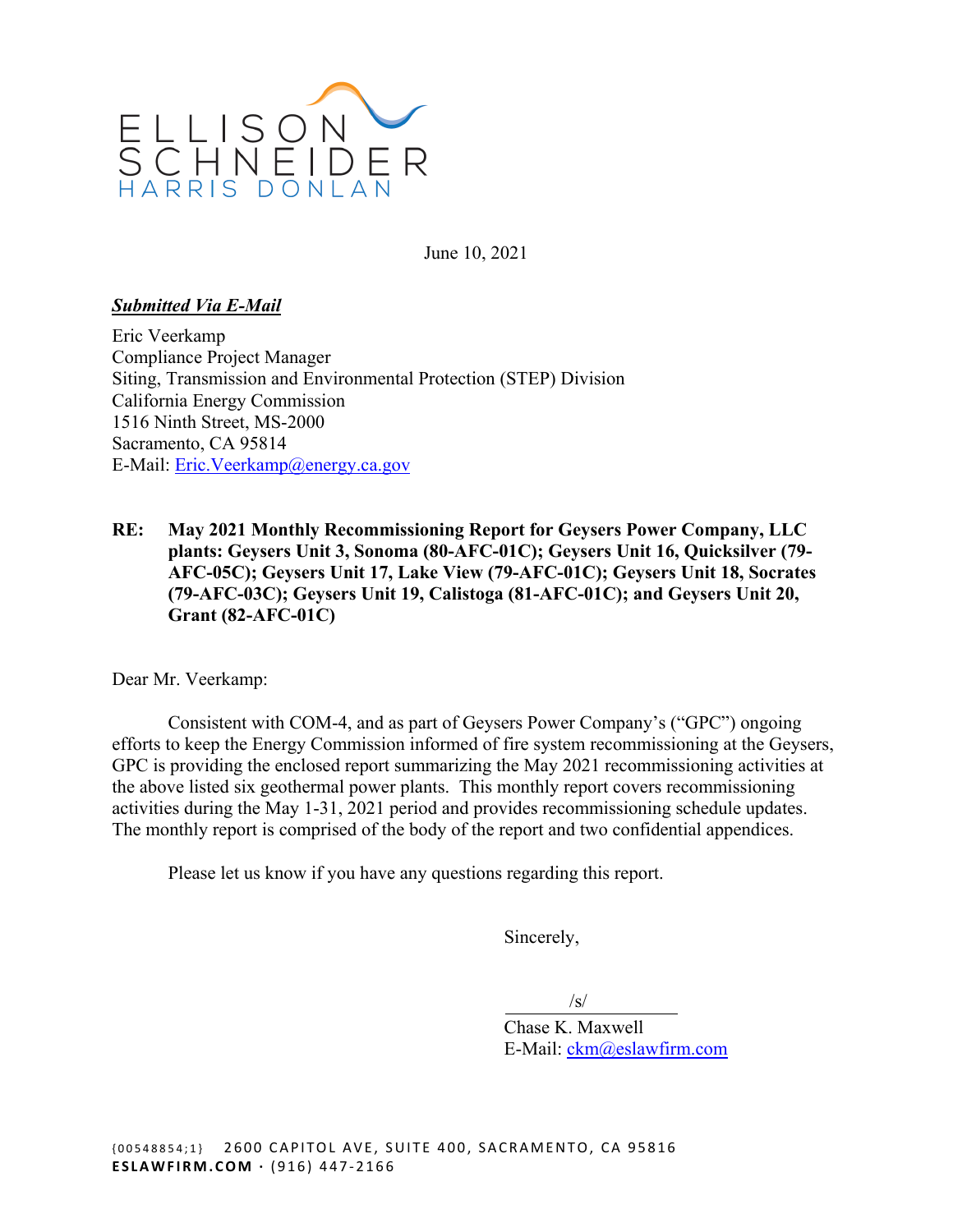ELLISON SCHNEIDER HARRIS DONLAN

June 10, 2021

***Submitted Via E-Mail***

Eric Veerkamp
Compliance Project Manager
Siting, Transmission and Environmental Protection (STEP) Division
California Energy Commission
1516 Ninth Street, MS-2000
Sacramento, CA 95814
E-Mail: Eric.Veerkamp@energy.ca.gov

**RE: May 2021 Monthly Recommissioning Report for Geysers Power Company, LLC plants: Geysers Unit 3, Sonoma (80-AFC-01C); Geysers Unit 16, Quicksilver (79-AFC-05C); Geysers Unit 17, Lake View (79-AFC-01C); Geysers Unit 18, Socrates (79-AFC-03C); Geysers Unit 19, Calistoga (81-AFC-01C); and Geysers Unit 20, Grant (82-AFC-01C)**

Dear Mr. Veerkamp:

Consistent with COM-4, and as part of Geysers Power Company's ("GPC") ongoing efforts to keep the Energy Commission informed of fire system recommissioning at the Geysers, GPC is providing the enclosed report summarizing the May 2021 recommissioning activities at the above listed six geothermal power plants. This monthly report covers recommissioning activities during the May 1-31, 2021 period and provides recommissioning schedule updates. The monthly report is comprised of the body of the report and two confidential appendices.

Please let us know if you have any questions regarding this report.

Sincerely,

/s/

Chase K. Maxwell
E-Mail: ckm@eslawfirm.com

{00548854;1} 2600 CAPITOL AVE, SUITE 400, SACRAMENTO, CA 95816
**ESLAWFIRM.COM** · (916) 447-2166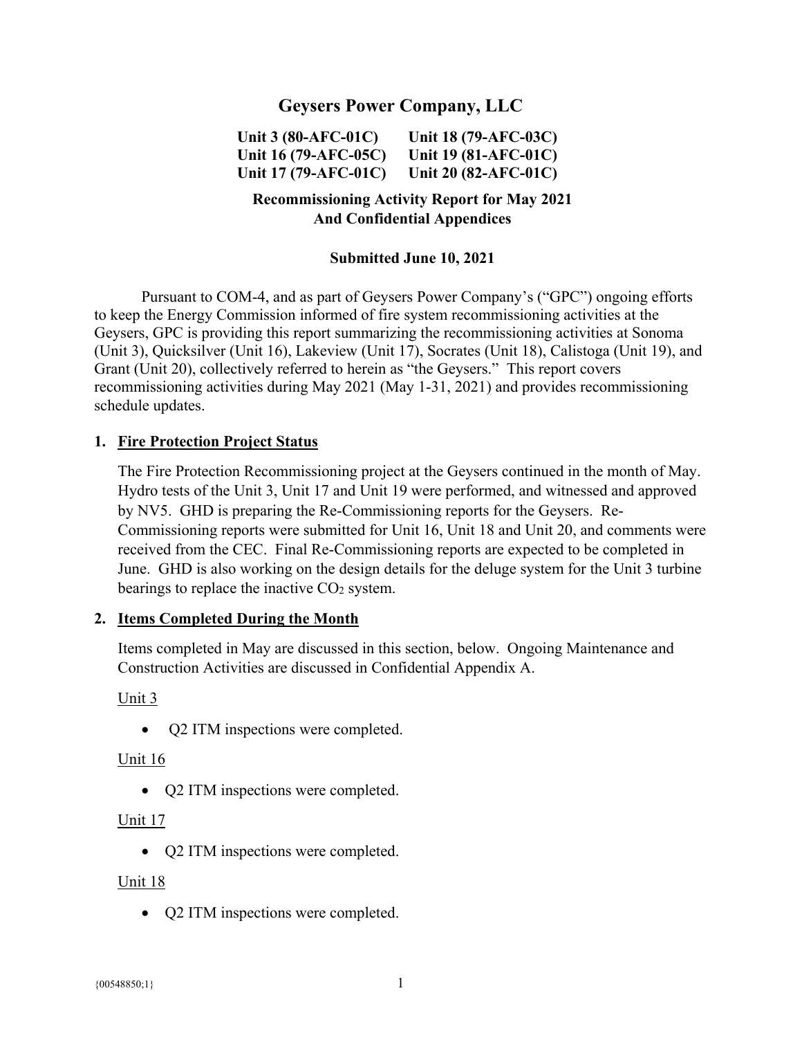# Geysers Power Company, LLC

**Unit 3 (80-AFC-01C)** **Unit 18 (79-AFC-03C)**
**Unit 16 (79-AFC-05C)** **Unit 19 (81-AFC-01C)**
**Unit 17 (79-AFC-01C)** **Unit 20 (82-AFC-01C)**

**Recommissioning Activity Report for May 2021**
**And Confidential Appendices**

**Submitted June 10, 2021**

Pursuant to COM-4, and as part of Geysers Power Company's ("GPC") ongoing efforts to keep the Energy Commission informed of fire system recommissioning activities at the Geysers, GPC is providing this report summarizing the recommissioning activities at Sonoma (Unit 3), Quicksilver (Unit 16), Lakeview (Unit 17), Socrates (Unit 18), Calistoga (Unit 19), and Grant (Unit 20), collectively referred to herein as "the Geysers." This report covers recommissioning activities during May 2021 (May 1-31, 2021) and provides recommissioning schedule updates.

## 1. Fire Protection Project Status

The Fire Protection Recommissioning project at the Geysers continued in the month of May. Hydro tests of the Unit 3, Unit 17 and Unit 19 were performed, and witnessed and approved by NV5. GHD is preparing the Re-Commissioning reports for the Geysers. Re-Commissioning reports were submitted for Unit 16, Unit 18 and Unit 20, and comments were received from the CEC. Final Re-Commissioning reports are expected to be completed in June. GHD is also working on the design details for the deluge system for the Unit 3 turbine bearings to replace the inactive $CO_2$ system.

## 2. Items Completed During the Month

Items completed in May are discussed in this section, below. Ongoing Maintenance and Construction Activities are discussed in Confidential Appendix A.

Unit 3

- Q2 ITM inspections were completed.

Unit 16

- Q2 ITM inspections were completed.

Unit 17

- Q2 ITM inspections were completed.

Unit 18

- Q2 ITM inspections were completed.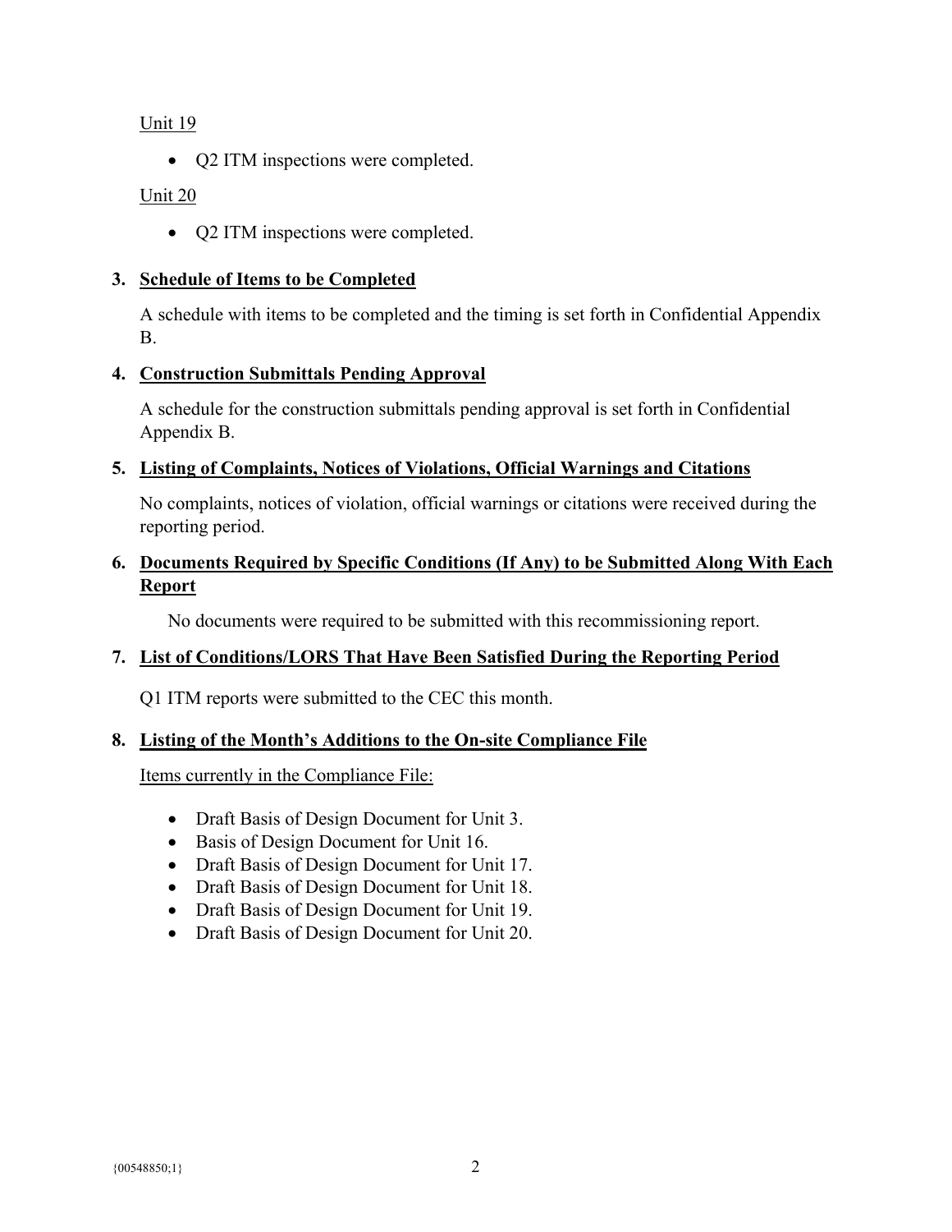Unit 19

- Q2 ITM inspections were completed.

Unit 20

- Q2 ITM inspections were completed.

**3. Schedule of Items to be Completed**

A schedule with items to be completed and the timing is set forth in Confidential Appendix B.

**4. Construction Submittals Pending Approval**

A schedule for the construction submittals pending approval is set forth in Confidential Appendix B.

**5. Listing of Complaints, Notices of Violations, Official Warnings and Citations**

No complaints, notices of violation, official warnings or citations were received during the reporting period.

**6. Documents Required by Specific Conditions (If Any) to be Submitted Along With Each Report**

No documents were required to be submitted with this recommissioning report.

**7. List of Conditions/LORS That Have Been Satisfied During the Reporting Period**

Q1 ITM reports were submitted to the CEC this month.

**8. Listing of the Month's Additions to the On-site Compliance File**

Items currently in the Compliance File:

- Draft Basis of Design Document for Unit 3.
- Basis of Design Document for Unit 16.
- Draft Basis of Design Document for Unit 17.
- Draft Basis of Design Document for Unit 18.
- Draft Basis of Design Document for Unit 19.
- Draft Basis of Design Document for Unit 20.

{00548850;1}